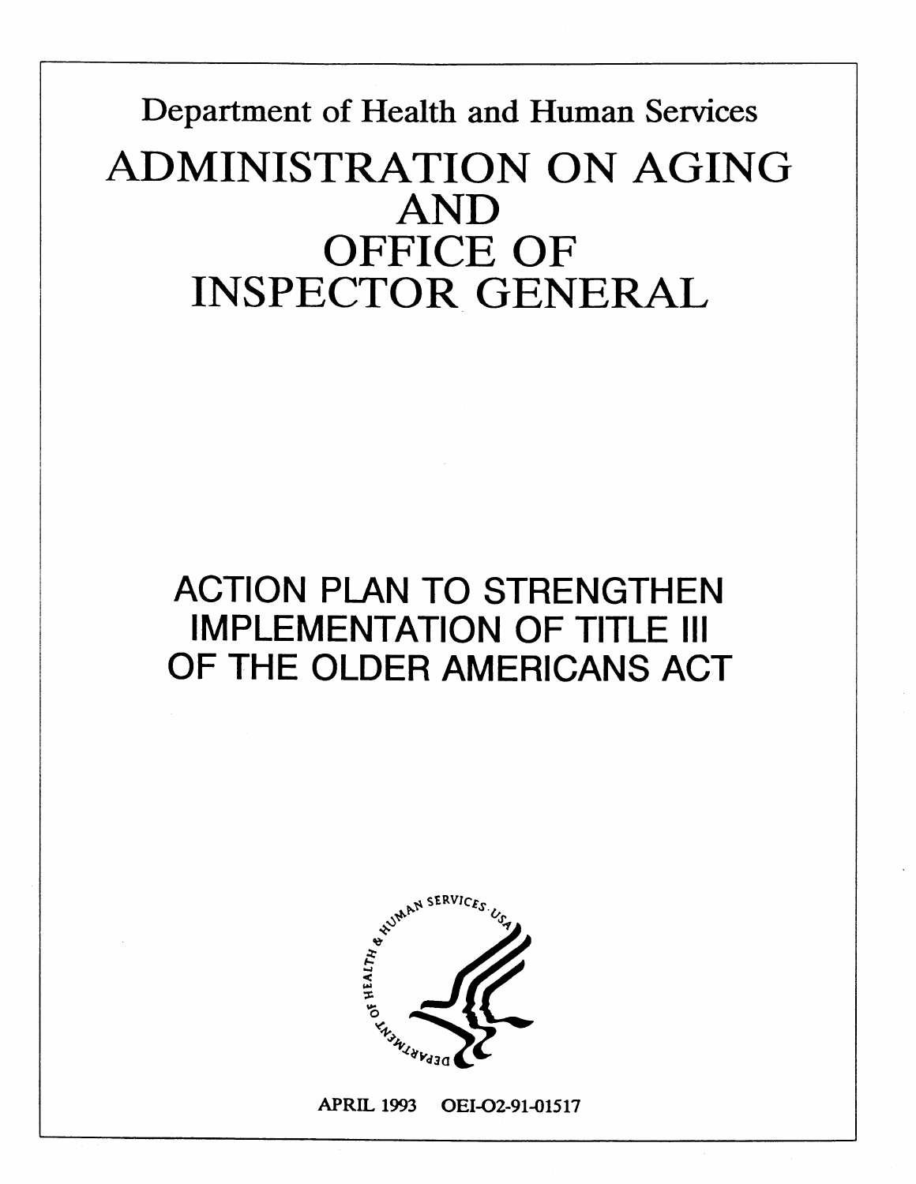Department of Health and Human Services

# ADMINISTRATION ON AGING AND OFFICE OF INSPECTOR GENERAL

## ACTION PLAN TO STRENGTHEN IMPLEMENTATION OF TITLE III OF THE OLDER AMERICANS ACT

APRIL 1993 OEI-02-91-01517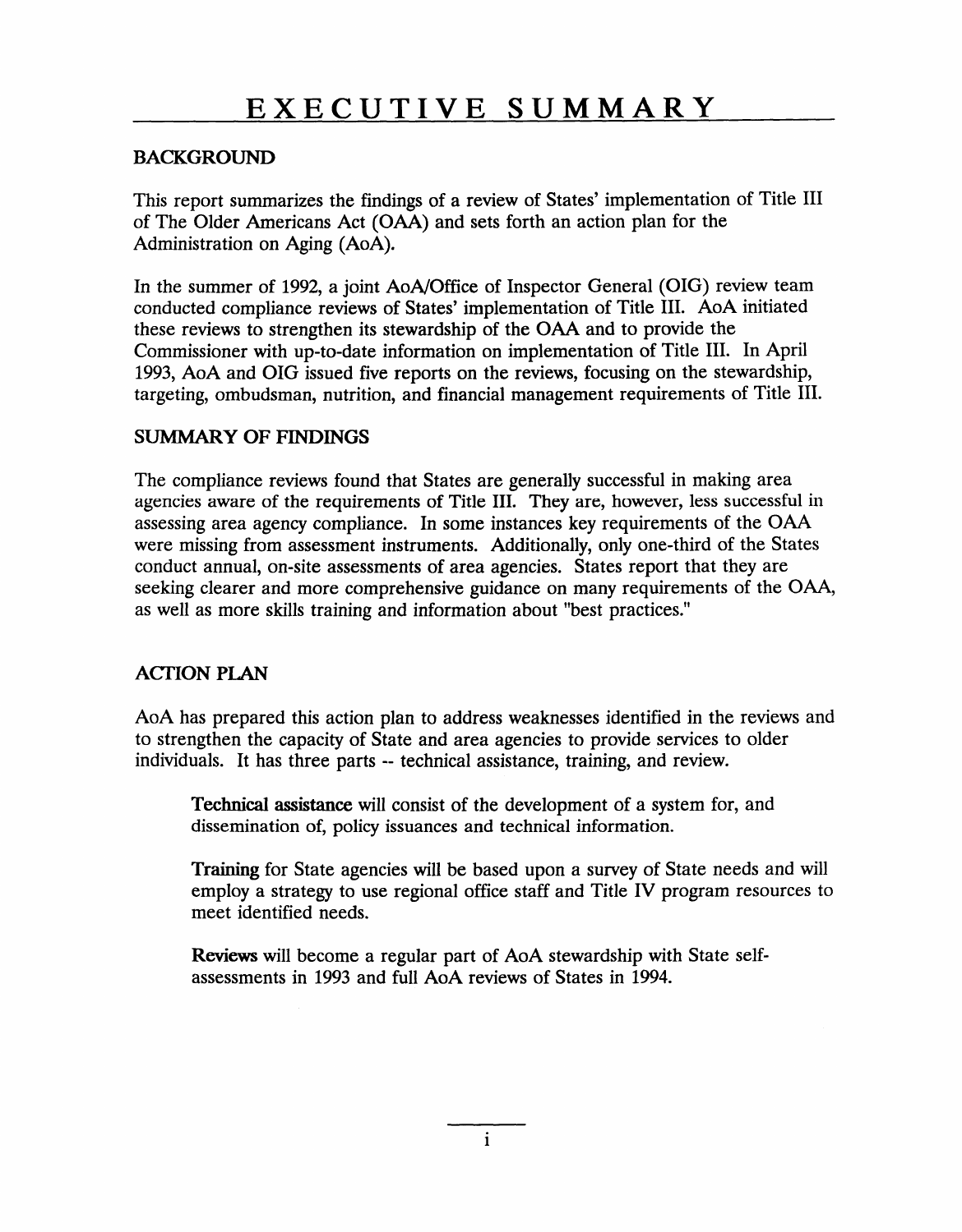# EXECUTIVE SUMMARY

## BACKGROUND

This report summarizes the findings of a review of States' implementation of Title III of The Older Americans Act (OAA) and sets forth an action plan for the Administration on Aging (AoA).

In the summer of 1992, a joint AoA/Office of Inspector General (OIG) review team conducted compliance reviews of States' implementation of Title III. AoA initiated these reviews to strengthen its stewardship of the OAA and to provide the Commissioner with up-to-date information on implementation of Title III. In April 1993, AoA and OIG issued five reports on the reviews, focusing on the stewardship, targeting, ombudsman, nutrition, and financial management requirements of Title III.

## SUMMARY OF FINDINGS

The compliance reviews found that States are generally successful in making area agencies aware of the requirements of Title III. They are, however, less successful in assessing area agency compliance. In some instances key requirements of the OAA were missing from assessment instruments. Additionally, only one-third of the States conduct annual, on-site assessments of area agencies. States report that they are seeking clearer and more comprehensive guidance on many requirements of the OAA, as well as more skills training and information about "best practices."

## ACTION PLAN

AoA has prepared this action plan to address weaknesses identified in the reviews and to strengthen the capacity of State and area agencies to provide services to older individuals. It has three parts -- technical assistance, training, and review.

**Technical assistance** will consist of the development of a system for, and dissemination of, policy issuances and technical information.

**Training** for State agencies will be based upon a survey of State needs and will employ a strategy to use regional office staff and Title IV program resources to meet identified needs.

**Reviews** will become a regular part of AoA stewardship with State self-assessments in 1993 and full AoA reviews of States in 1994.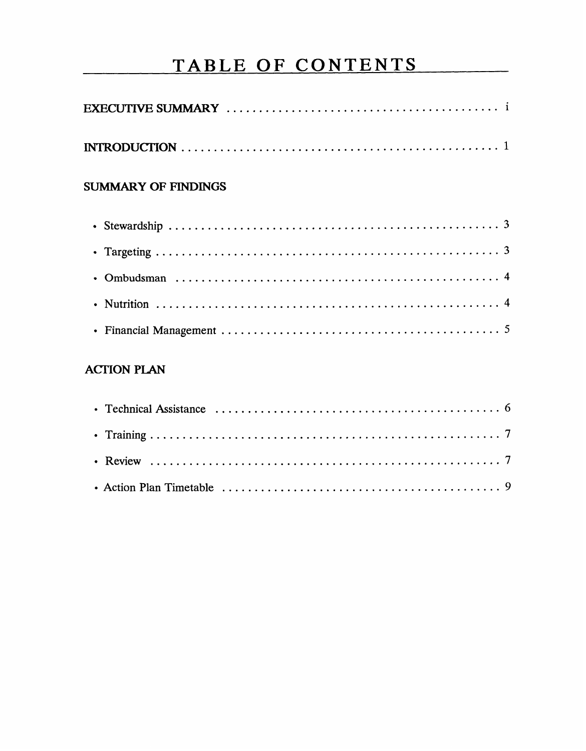# TABLE OF CONTENTS

EXECUTIVE SUMMARY ........................................ i

INTRODUCTION ................................................ 1

## SUMMARY OF FINDINGS

- Stewardship ................................................ 3
- Targeting ................................................... 3
- Ombudsman ................................................... 4
- Nutrition ................................................... 4
- Financial Management ........................................ 5

## ACTION PLAN

- Technical Assistance ........................................ 6
- Training .................................................... 7
- Review ...................................................... 7
- Action Plan Timetable ....................................... 9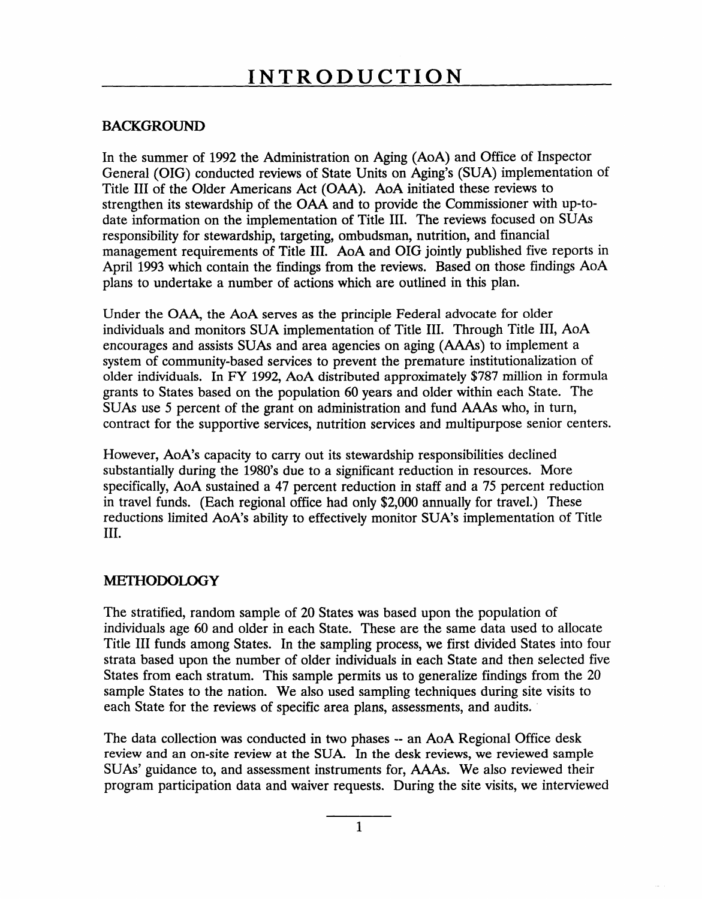# INTRODUCTION

## BACKGROUND

In the summer of 1992 the Administration on Aging (AoA) and Office of Inspector General (OIG) conducted reviews of State Units on Aging's (SUA) implementation of Title III of the Older Americans Act (OAA). AoA initiated these reviews to strengthen its stewardship of the OAA and to provide the Commissioner with up-to-date information on the implementation of Title III. The reviews focused on SUAs responsibility for stewardship, targeting, ombudsman, nutrition, and financial management requirements of Title III. AoA and OIG jointly published five reports in April 1993 which contain the findings from the reviews. Based on those findings AoA plans to undertake a number of actions which are outlined in this plan.

Under the OAA, the AoA serves as the principle Federal advocate for older individuals and monitors SUA implementation of Title III. Through Title III, AoA encourages and assists SUAs and area agencies on aging (AAAs) to implement a system of community-based services to prevent the premature institutionalization of older individuals. In FY 1992, AoA distributed approximately $787 million in formula grants to States based on the population 60 years and older within each State. The SUAs use 5 percent of the grant on administration and fund AAAs who, in turn, contract for the supportive services, nutrition services and multipurpose senior centers.

However, AoA's capacity to carry out its stewardship responsibilities declined substantially during the 1980's due to a significant reduction in resources. More specifically, AoA sustained a 47 percent reduction in staff and a 75 percent reduction in travel funds. (Each regional office had only $2,000 annually for travel.) These reductions limited AoA's ability to effectively monitor SUA's implementation of Title III.

## METHODOLOGY

The stratified, random sample of 20 States was based upon the population of individuals age 60 and older in each State. These are the same data used to allocate Title III funds among States. In the sampling process, we first divided States into four strata based upon the number of older individuals in each State and then selected five States from each stratum. This sample permits us to generalize findings from the 20 sample States to the nation. We also used sampling techniques during site visits to each State for the reviews of specific area plans, assessments, and audits.

The data collection was conducted in two phases -- an AoA Regional Office desk review and an on-site review at the SUA. In the desk reviews, we reviewed sample SUAs' guidance to, and assessment instruments for, AAAs. We also reviewed their program participation data and waiver requests. During the site visits, we interviewed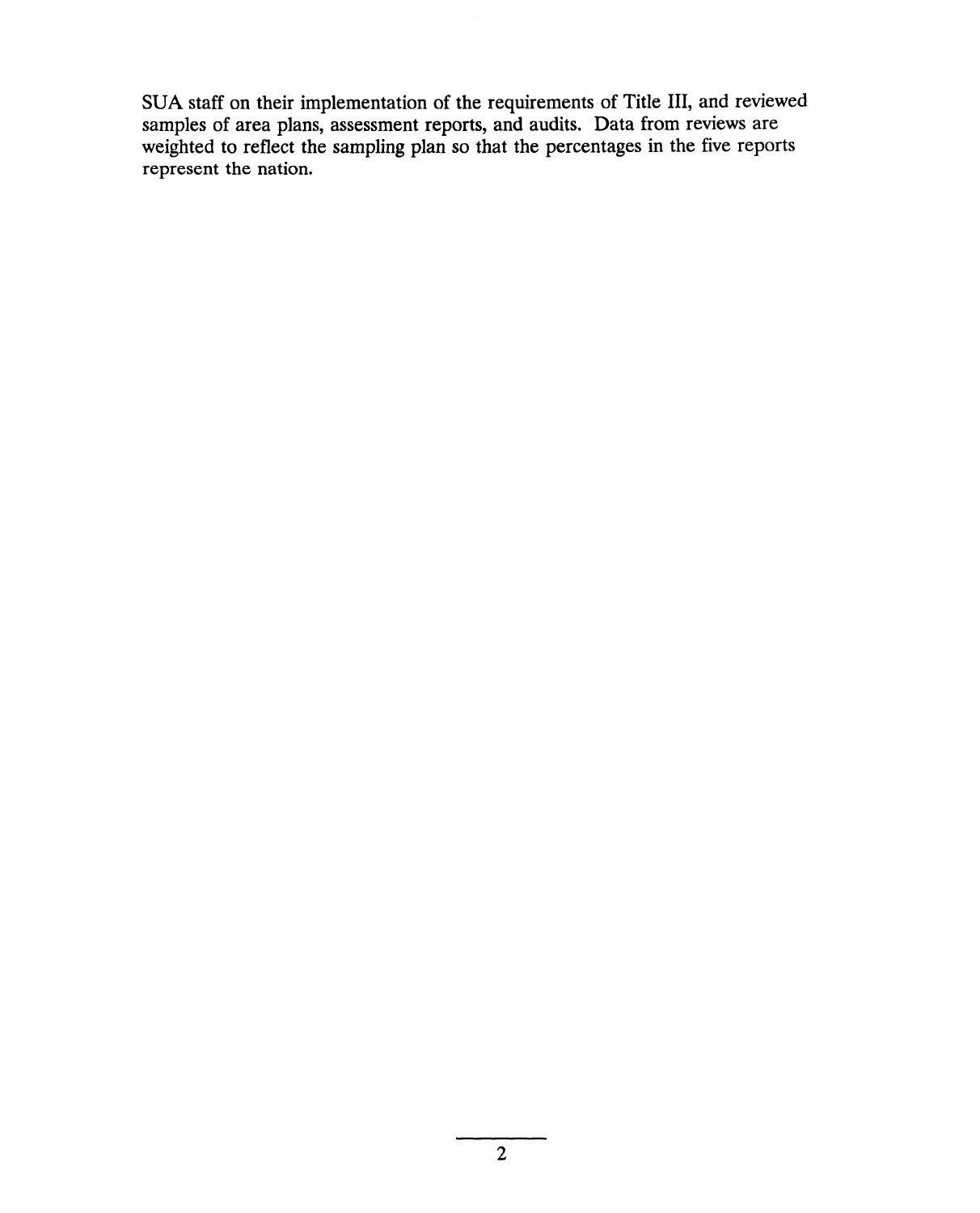SUA staff on their implementation of the requirements of Title III, and reviewed samples of area plans, assessment reports, and audits. Data from reviews are weighted to reflect the sampling plan so that the percentages in the five reports represent the nation.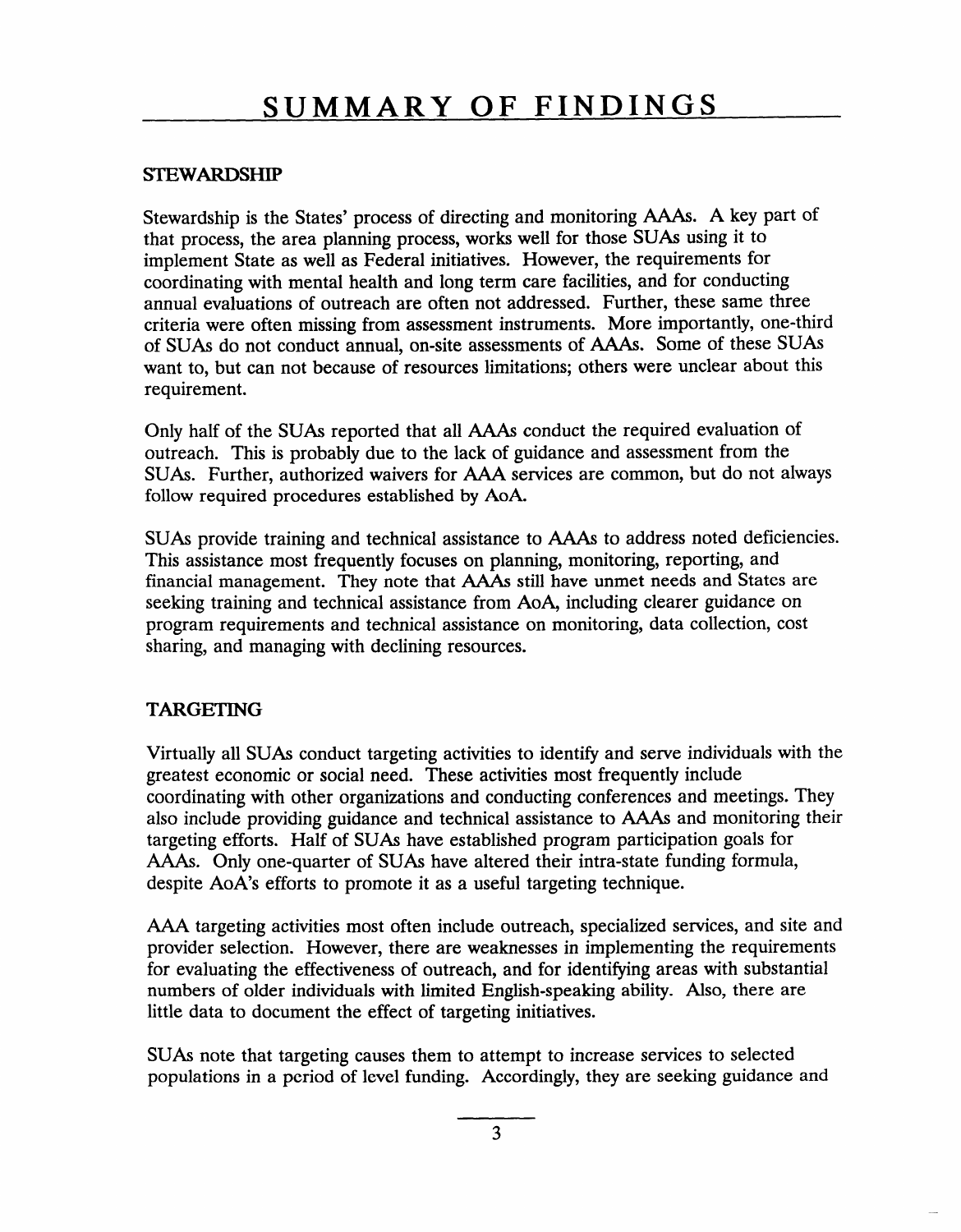# SUMMARY OF FINDINGS

## STEWARDSHIP

Stewardship is the States' process of directing and monitoring AAAs. A key part of that process, the area planning process, works well for those SUAs using it to implement State as well as Federal initiatives. However, the requirements for coordinating with mental health and long term care facilities, and for conducting annual evaluations of outreach are often not addressed. Further, these same three criteria were often missing from assessment instruments. More importantly, one-third of SUAs do not conduct annual, on-site assessments of AAAs. Some of these SUAs want to, but can not because of resources limitations; others were unclear about this requirement.

Only half of the SUAs reported that all AAAs conduct the required evaluation of outreach. This is probably due to the lack of guidance and assessment from the SUAs. Further, authorized waivers for AAA services are common, but do not always follow required procedures established by AoA.

SUAs provide training and technical assistance to AAAs to address noted deficiencies. This assistance most frequently focuses on planning, monitoring, reporting, and financial management. They note that AAAs still have unmet needs and States are seeking training and technical assistance from AoA, including clearer guidance on program requirements and technical assistance on monitoring, data collection, cost sharing, and managing with declining resources.

## TARGETING

Virtually all SUAs conduct targeting activities to identify and serve individuals with the greatest economic or social need. These activities most frequently include coordinating with other organizations and conducting conferences and meetings. They also include providing guidance and technical assistance to AAAs and monitoring their targeting efforts. Half of SUAs have established program participation goals for AAAs. Only one-quarter of SUAs have altered their intra-state funding formula, despite AoA's efforts to promote it as a useful targeting technique.

AAA targeting activities most often include outreach, specialized services, and site and provider selection. However, there are weaknesses in implementing the requirements for evaluating the effectiveness of outreach, and for identifying areas with substantial numbers of older individuals with limited English-speaking ability. Also, there are little data to document the effect of targeting initiatives.

SUAs note that targeting causes them to attempt to increase services to selected populations in a period of level funding. Accordingly, they are seeking guidance and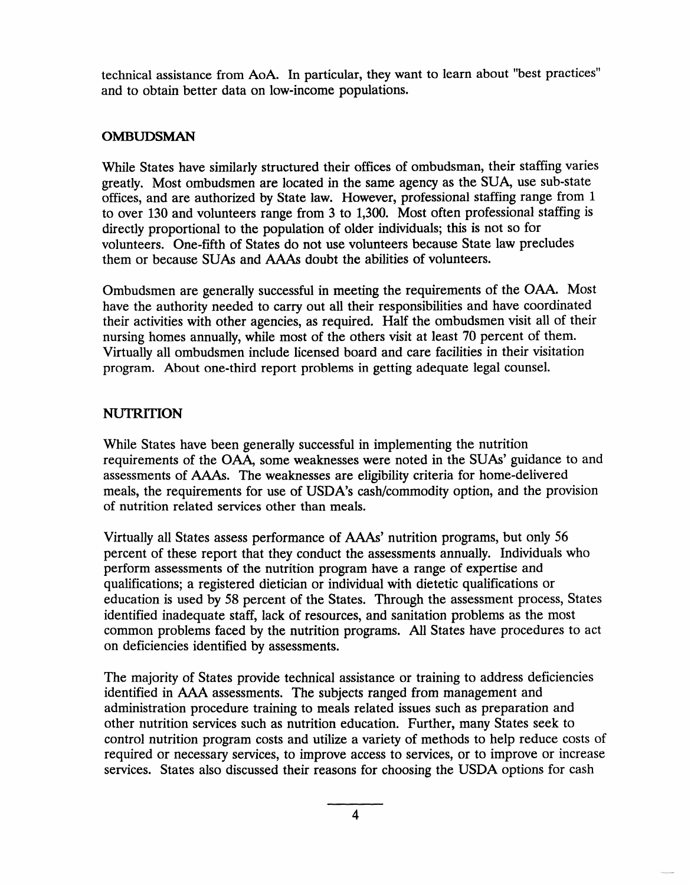technical assistance from AoA. In particular, they want to learn about "best practices" and to obtain better data on low-income populations.

## OMBUDSMAN

While States have similarly structured their offices of ombudsman, their staffing varies greatly. Most ombudsmen are located in the same agency as the SUA, use sub-state offices, and are authorized by State law. However, professional staffing range from 1 to over 130 and volunteers range from 3 to 1,300. Most often professional staffing is directly proportional to the population of older individuals; this is not so for volunteers. One-fifth of States do not use volunteers because State law precludes them or because SUAs and AAAs doubt the abilities of volunteers.

Ombudsmen are generally successful in meeting the requirements of the OAA. Most have the authority needed to carry out all their responsibilities and have coordinated their activities with other agencies, as required. Half the ombudsmen visit all of their nursing homes annually, while most of the others visit at least 70 percent of them. Virtually all ombudsmen include licensed board and care facilities in their visitation program. About one-third report problems in getting adequate legal counsel.

## NUTRITION

While States have been generally successful in implementing the nutrition requirements of the OAA, some weaknesses were noted in the SUAs' guidance to and assessments of AAAs. The weaknesses are eligibility criteria for home-delivered meals, the requirements for use of USDA's cash/commodity option, and the provision of nutrition related services other than meals.

Virtually all States assess performance of AAAs' nutrition programs, but only 56 percent of these report that they conduct the assessments annually. Individuals who perform assessments of the nutrition program have a range of expertise and qualifications; a registered dietician or individual with dietetic qualifications or education is used by 58 percent of the States. Through the assessment process, States identified inadequate staff, lack of resources, and sanitation problems as the most common problems faced by the nutrition programs. All States have procedures to act on deficiencies identified by assessments.

The majority of States provide technical assistance or training to address deficiencies identified in AAA assessments. The subjects ranged from management and administration procedure training to meals related issues such as preparation and other nutrition services such as nutrition education. Further, many States seek to control nutrition program costs and utilize a variety of methods to help reduce costs of required or necessary services, to improve access to services, or to improve or increase services. States also discussed their reasons for choosing the USDA options for cash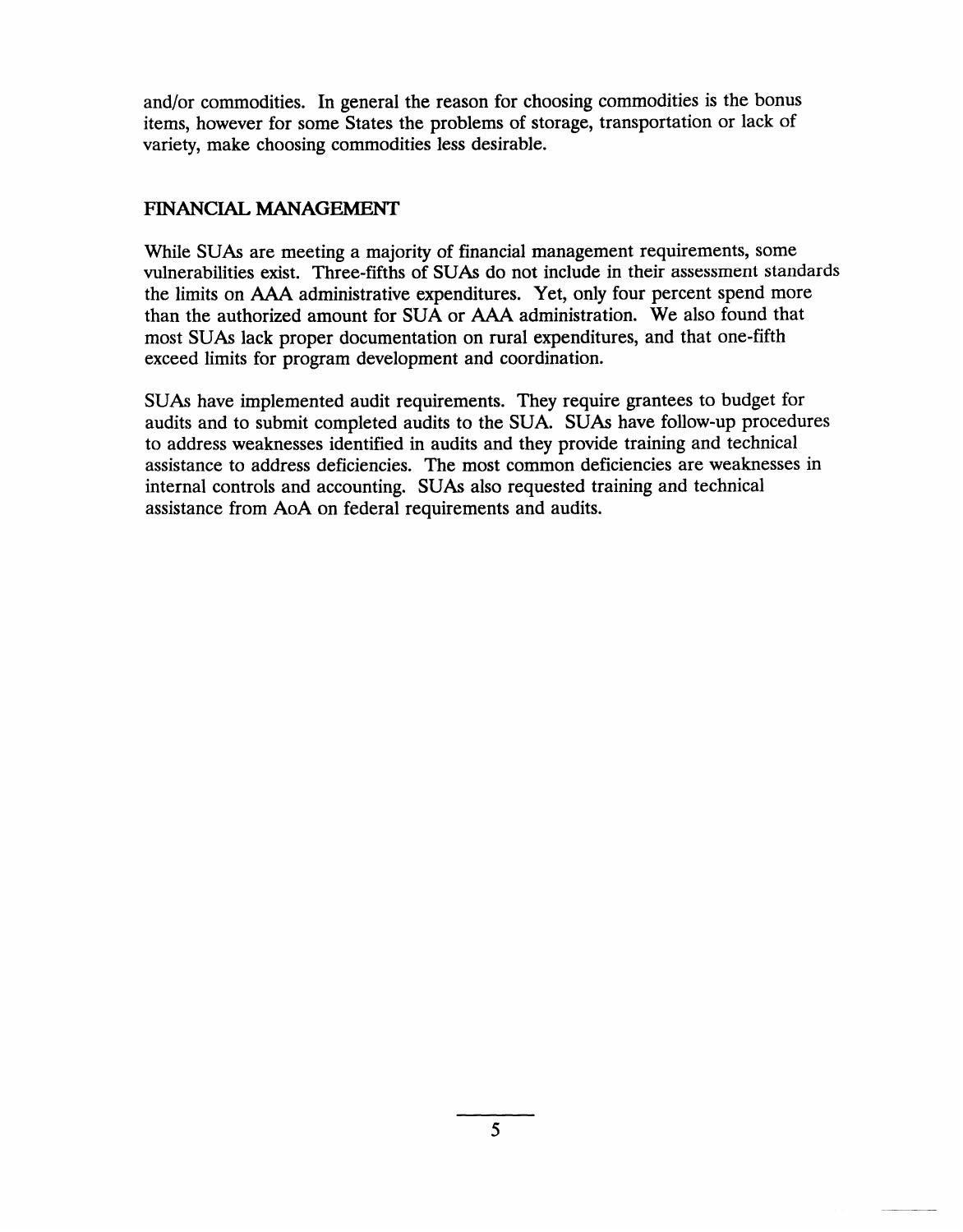and/or commodities. In general the reason for choosing commodities is the bonus items, however for some States the problems of storage, transportation or lack of variety, make choosing commodities less desirable.

## FINANCIAL MANAGEMENT

While SUAs are meeting a majority of financial management requirements, some vulnerabilities exist. Three-fifths of SUAs do not include in their assessment standards the limits on AAA administrative expenditures. Yet, only four percent spend more than the authorized amount for SUA or AAA administration. We also found that most SUAs lack proper documentation on rural expenditures, and that one-fifth exceed limits for program development and coordination.

SUAs have implemented audit requirements. They require grantees to budget for audits and to submit completed audits to the SUA. SUAs have follow-up procedures to address weaknesses identified in audits and they provide training and technical assistance to address deficiencies. The most common deficiencies are weaknesses in internal controls and accounting. SUAs also requested training and technical assistance from AoA on federal requirements and audits.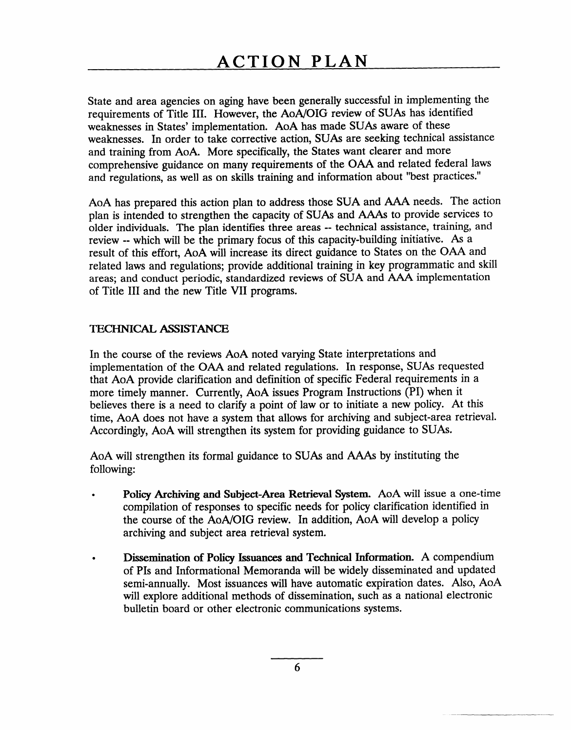# ACTION PLAN

State and area agencies on aging have been generally successful in implementing the requirements of Title III. However, the AoA/OIG review of SUAs has identified weaknesses in States' implementation. AoA has made SUAs aware of these weaknesses. In order to take corrective action, SUAs are seeking technical assistance and training from AoA. More specifically, the States want clearer and more comprehensive guidance on many requirements of the OAA and related federal laws and regulations, as well as on skills training and information about "best practices."

AoA has prepared this action plan to address those SUA and AAA needs. The action plan is intended to strengthen the capacity of SUAs and AAAs to provide services to older individuals. The plan identifies three areas -- technical assistance, training, and review -- which will be the primary focus of this capacity-building initiative. As a result of this effort, AoA will increase its direct guidance to States on the OAA and related laws and regulations; provide additional training in key programmatic and skill areas; and conduct periodic, standardized reviews of SUA and AAA implementation of Title III and the new Title VII programs.

## TECHNICAL ASSISTANCE

In the course of the reviews AoA noted varying State interpretations and implementation of the OAA and related regulations. In response, SUAs requested that AoA provide clarification and definition of specific Federal requirements in a more timely manner. Currently, AoA issues Program Instructions (PI) when it believes there is a need to clarify a point of law or to initiate a new policy. At this time, AoA does not have a system that allows for archiving and subject-area retrieval. Accordingly, AoA will strengthen its system for providing guidance to SUAs.

AoA will strengthen its formal guidance to SUAs and AAAs by instituting the following:

- **Policy Archiving and Subject-Area Retrieval System.** AoA will issue a one-time compilation of responses to specific needs for policy clarification identified in the course of the AoA/OIG review. In addition, AoA will develop a policy archiving and subject area retrieval system.

- **Dissemination of Policy Issuances and Technical Information.** A compendium of PIs and Informational Memoranda will be widely disseminated and updated semi-annually. Most issuances will have automatic expiration dates. Also, AoA will explore additional methods of dissemination, such as a national electronic bulletin board or other electronic communications systems.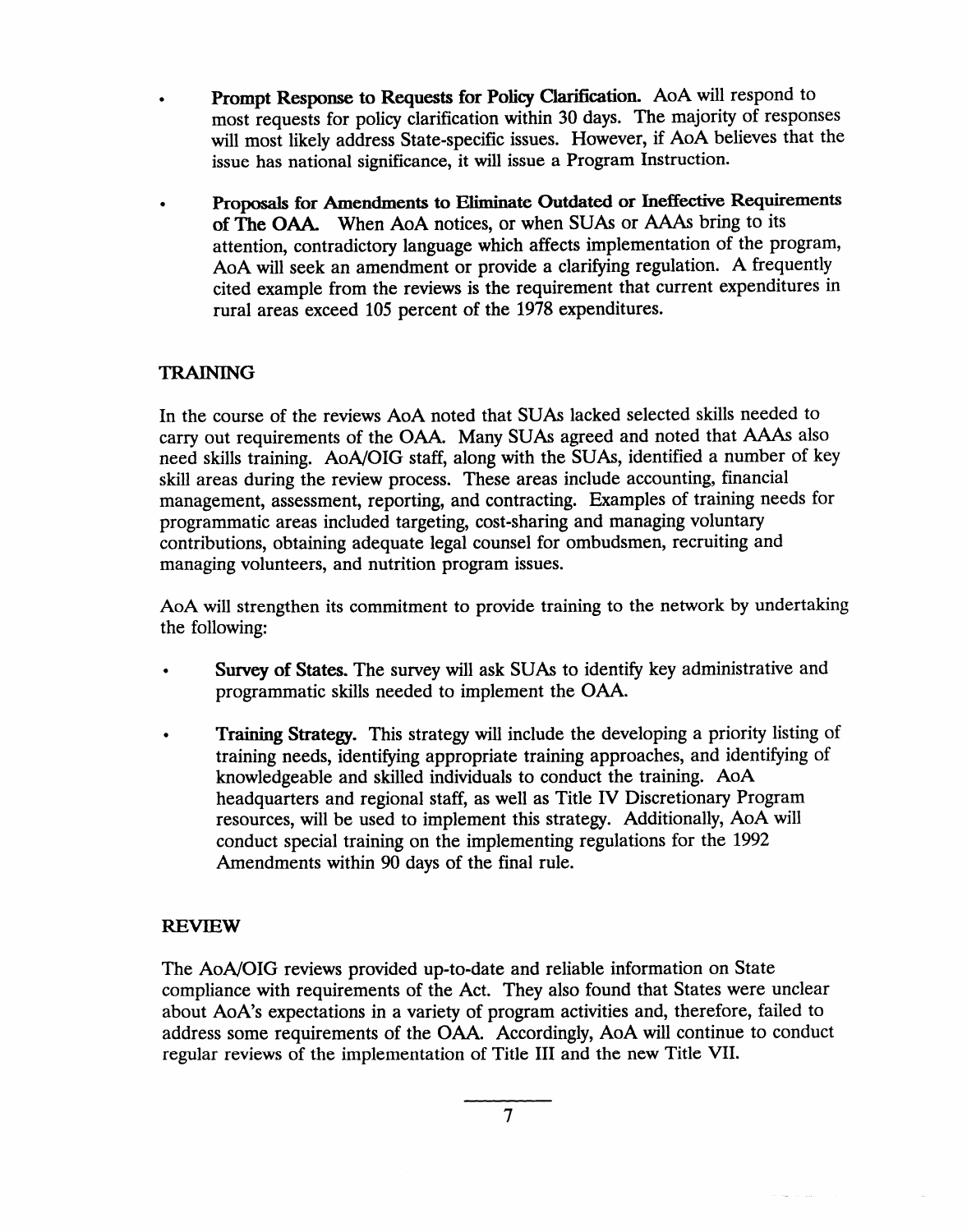- **Prompt Response to Requests for Policy Clarification.** AoA will respond to most requests for policy clarification within 30 days. The majority of responses will most likely address State-specific issues. However, if AoA believes that the issue has national significance, it will issue a Program Instruction.

- **Proposals for Amendments to Eliminate Outdated or Ineffective Requirements of The OAA.** When AoA notices, or when SUAs or AAAs bring to its attention, contradictory language which affects implementation of the program, AoA will seek an amendment or provide a clarifying regulation. A frequently cited example from the reviews is the requirement that current expenditures in rural areas exceed 105 percent of the 1978 expenditures.

## TRAINING

In the course of the reviews AoA noted that SUAs lacked selected skills needed to carry out requirements of the OAA. Many SUAs agreed and noted that AAAs also need skills training. AoA/OIG staff, along with the SUAs, identified a number of key skill areas during the review process. These areas include accounting, financial management, assessment, reporting, and contracting. Examples of training needs for programmatic areas included targeting, cost-sharing and managing voluntary contributions, obtaining adequate legal counsel for ombudsmen, recruiting and managing volunteers, and nutrition program issues.

AoA will strengthen its commitment to provide training to the network by undertaking the following:

- **Survey of States.** The survey will ask SUAs to identify key administrative and programmatic skills needed to implement the OAA.

- **Training Strategy.** This strategy will include the developing a priority listing of training needs, identifying appropriate training approaches, and identifying of knowledgeable and skilled individuals to conduct the training. AoA headquarters and regional staff, as well as Title IV Discretionary Program resources, will be used to implement this strategy. Additionally, AoA will conduct special training on the implementing regulations for the 1992 Amendments within 90 days of the final rule.

## REVIEW

The AoA/OIG reviews provided up-to-date and reliable information on State compliance with requirements of the Act. They also found that States were unclear about AoA's expectations in a variety of program activities and, therefore, failed to address some requirements of the OAA. Accordingly, AoA will continue to conduct regular reviews of the implementation of Title III and the new Title VII.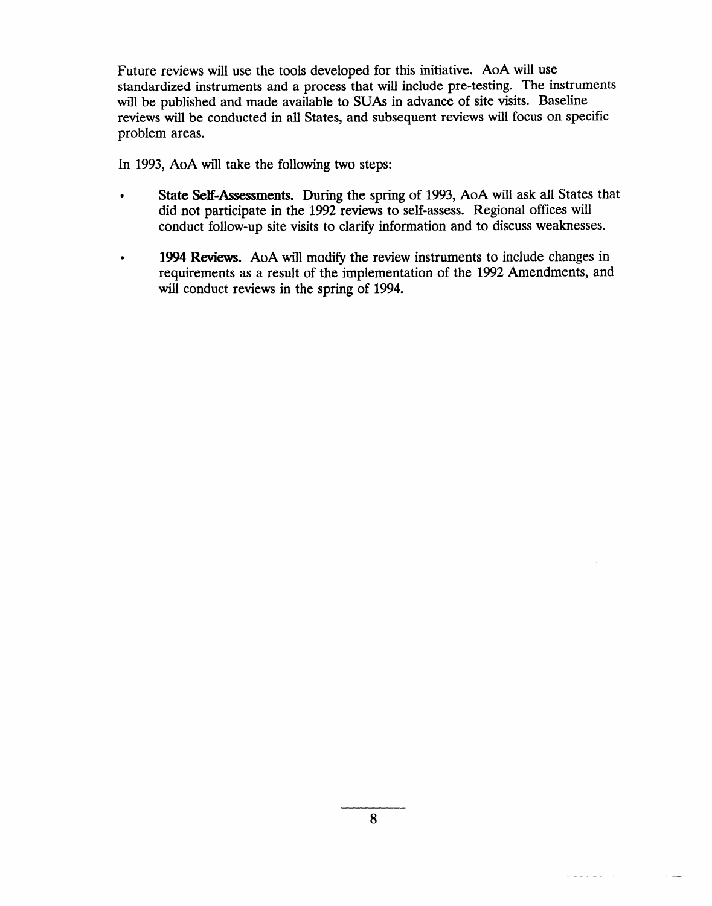Future reviews will use the tools developed for this initiative. AoA will use standardized instruments and a process that will include pre-testing. The instruments will be published and made available to SUAs in advance of site visits. Baseline reviews will be conducted in all States, and subsequent reviews will focus on specific problem areas.

In 1993, AoA will take the following two steps:

- **State Self-Assessments.** During the spring of 1993, AoA will ask all States that did not participate in the 1992 reviews to self-assess. Regional offices will conduct follow-up site visits to clarify information and to discuss weaknesses.

- **1994 Reviews.** AoA will modify the review instruments to include changes in requirements as a result of the implementation of the 1992 Amendments, and will conduct reviews in the spring of 1994.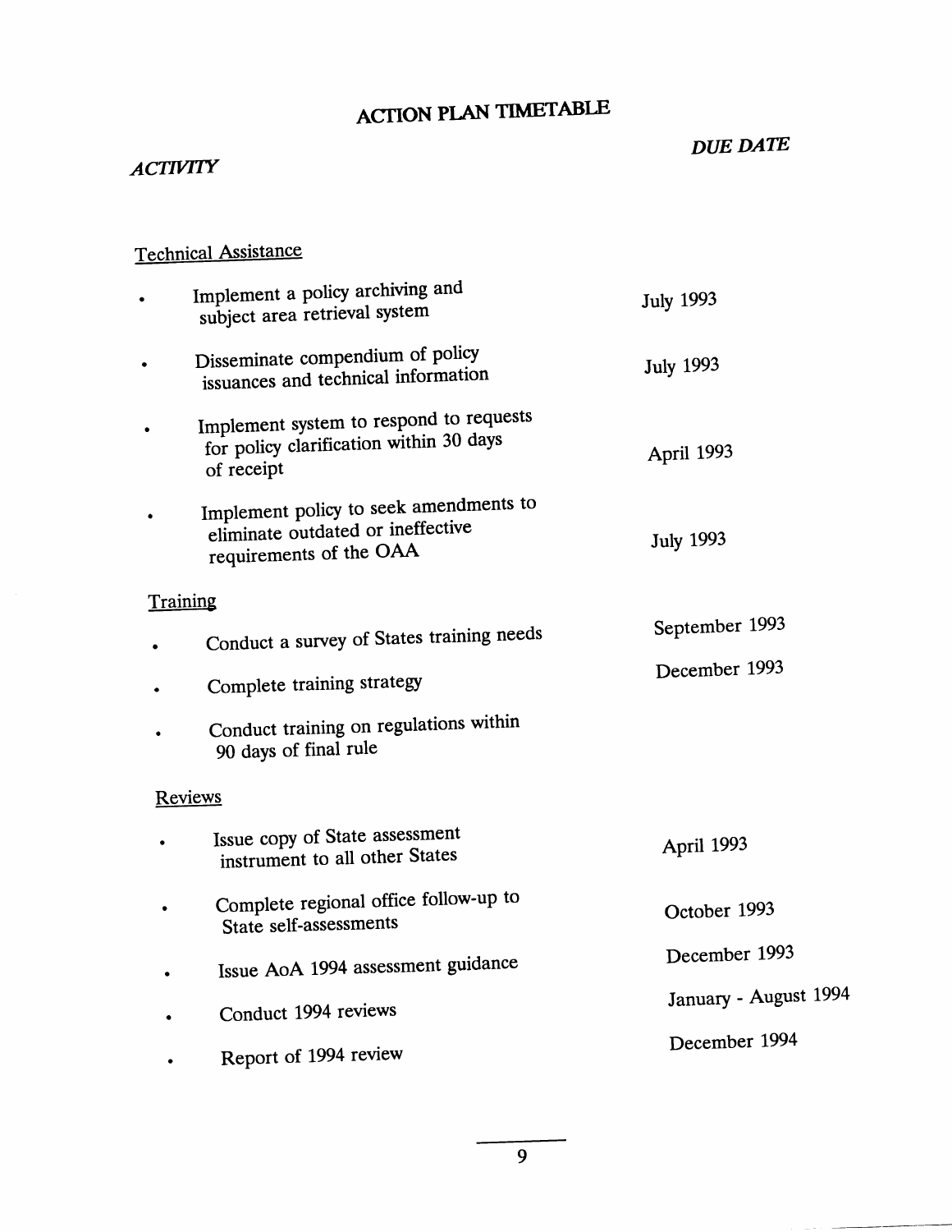# ACTION PLAN TIMETABLE

| *ACTIVITY* | *DUE DATE* |
|---|---|
| Technical Assistance | |
| • Implement a policy archiving and subject area retrieval system | July 1993 |
| • Disseminate compendium of policy issuances and technical information | July 1993 |
| • Implement system to respond to requests for policy clarification within 30 days of receipt | April 1993 |
| • Implement policy to seek amendments to eliminate outdated or ineffective requirements of the OAA | July 1993 |
| Training | |
| • Conduct a survey of States training needs | September 1993 |
| • Complete training strategy | December 1993 |
| • Conduct training on regulations within 90 days of final rule | |
| Reviews | |
| • Issue copy of State assessment instrument to all other States | April 1993 |
| • Complete regional office follow-up to State self-assessments | October 1993 |
| • Issue AoA 1994 assessment guidance | December 1993 |
| • Conduct 1994 reviews | January - August 1994 |
| • Report of 1994 review | December 1994 |